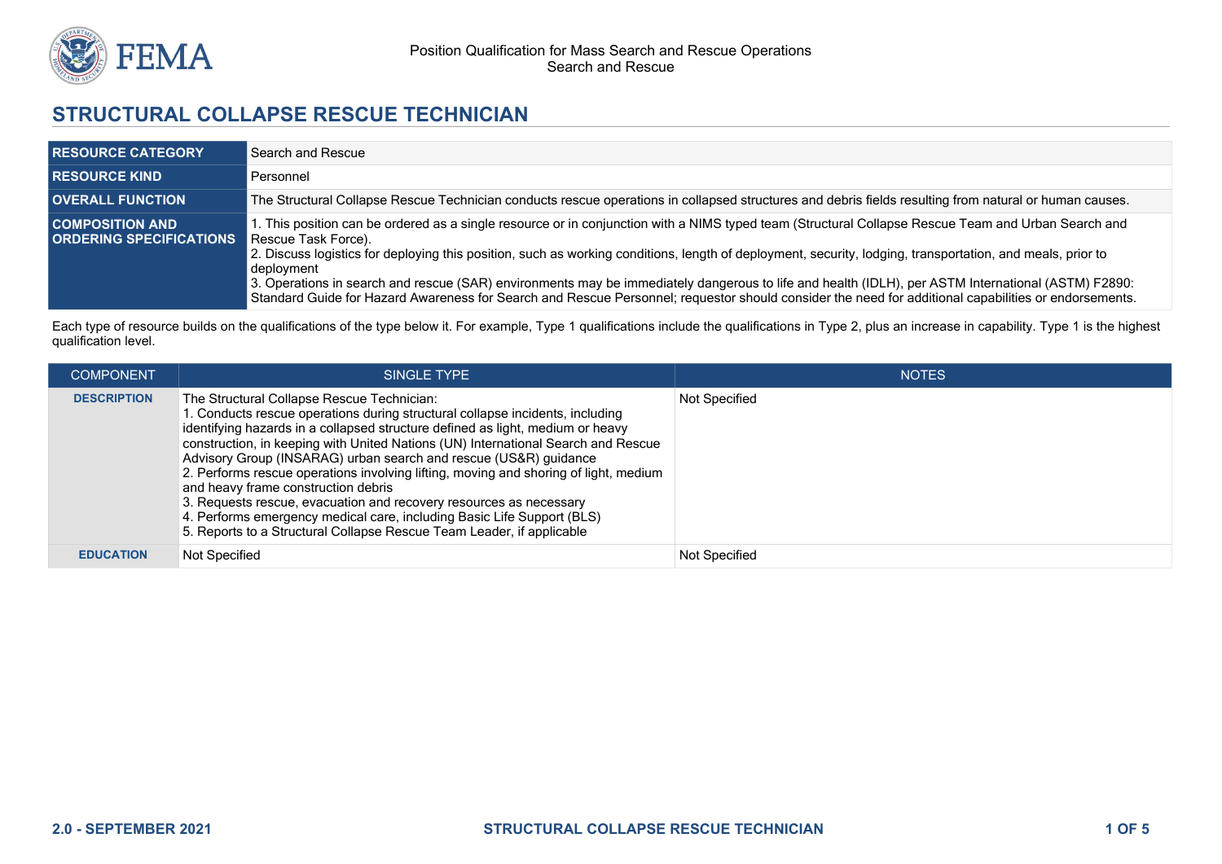Position Qualification for Mass Search and Rescue Operations
Search and Rescue

# STRUCTURAL COLLAPSE RESCUE TECHNICIAN

| | |
|---|---|
| **RESOURCE CATEGORY** | Search and Rescue |
| **RESOURCE KIND** | Personnel |
| **OVERALL FUNCTION** | The Structural Collapse Rescue Technician conducts rescue operations in collapsed structures and debris fields resulting from natural or human causes. |
| **COMPOSITION AND ORDERING SPECIFICATIONS** | 1. This position can be ordered as a single resource or in conjunction with a NIMS typed team (Structural Collapse Rescue Team and Urban Search and Rescue Task Force).<br>2. Discuss logistics for deploying this position, such as working conditions, length of deployment, security, lodging, transportation, and meals, prior to deployment<br>3. Operations in search and rescue (SAR) environments may be immediately dangerous to life and health (IDLH), per ASTM International (ASTM) F2890: Standard Guide for Hazard Awareness for Search and Rescue Personnel; requestor should consider the need for additional capabilities or endorsements. |

Each type of resource builds on the qualifications of the type below it. For example, Type 1 qualifications include the qualifications in Type 2, plus an increase in capability. Type 1 is the highest qualification level.

| COMPONENT | SINGLE TYPE | NOTES |
|---|---|---|
| **DESCRIPTION** | The Structural Collapse Rescue Technician:<br>1. Conducts rescue operations during structural collapse incidents, including identifying hazards in a collapsed structure defined as light, medium or heavy construction, in keeping with United Nations (UN) International Search and Rescue Advisory Group (INSARAG) urban search and rescue (US&R) guidance<br>2. Performs rescue operations involving lifting, moving and shoring of light, medium and heavy frame construction debris<br>3. Requests rescue, evacuation and recovery resources as necessary<br>4. Performs emergency medical care, including Basic Life Support (BLS)<br>5. Reports to a Structural Collapse Rescue Team Leader, if applicable | Not Specified |
| **EDUCATION** | Not Specified | Not Specified |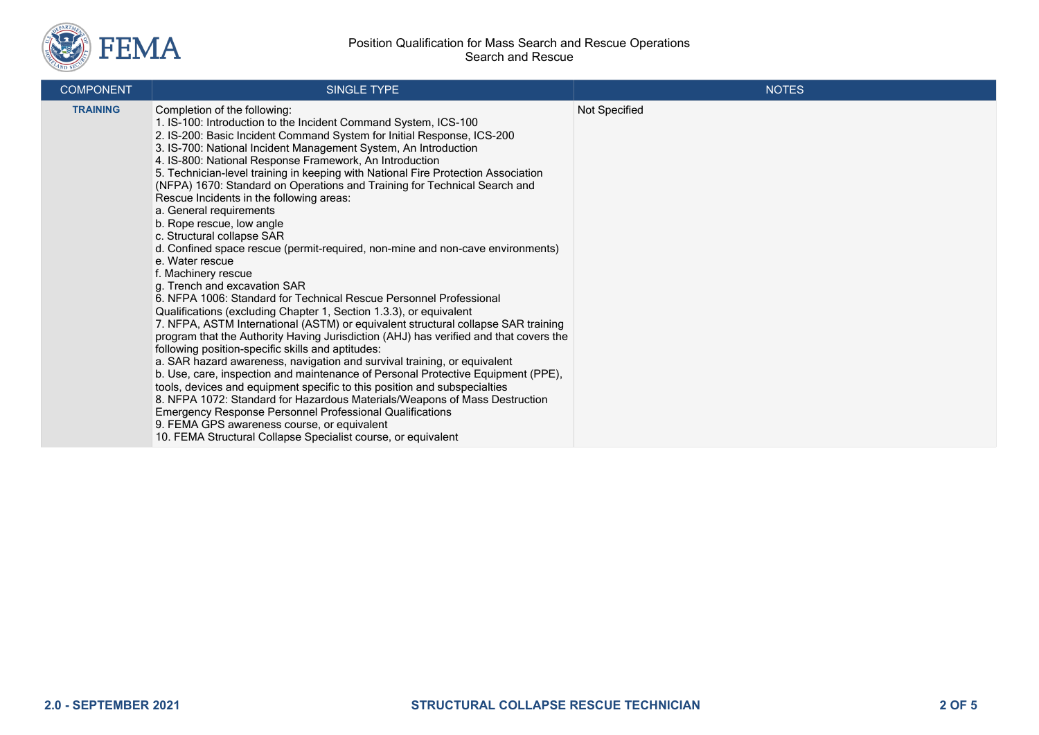| COMPONENT | SINGLE TYPE | NOTES |
|---|---|---|
| **TRAINING** | Completion of the following:<br>1. IS-100: Introduction to the Incident Command System, ICS-100<br>2. IS-200: Basic Incident Command System for Initial Response, ICS-200<br>3. IS-700: National Incident Management System, An Introduction<br>4. IS-800: National Response Framework, An Introduction<br>5. Technician-level training in keeping with National Fire Protection Association (NFPA) 1670: Standard on Operations and Training for Technical Search and Rescue Incidents in the following areas:<br>a. General requirements<br>b. Rope rescue, low angle<br>c. Structural collapse SAR<br>d. Confined space rescue (permit-required, non-mine and non-cave environments)<br>e. Water rescue<br>f. Machinery rescue<br>g. Trench and excavation SAR<br>6. NFPA 1006: Standard for Technical Rescue Personnel Professional Qualifications (excluding Chapter 1, Section 1.3.3), or equivalent<br>7. NFPA, ASTM International (ASTM) or equivalent structural collapse SAR training program that the Authority Having Jurisdiction (AHJ) has verified and that covers the following position-specific skills and aptitudes:<br>a. SAR hazard awareness, navigation and survival training, or equivalent<br>b. Use, care, inspection and maintenance of Personal Protective Equipment (PPE), tools, devices and equipment specific to this position and subspecialties<br>8. NFPA 1072: Standard for Hazardous Materials/Weapons of Mass Destruction Emergency Response Personnel Professional Qualifications<br>9. FEMA GPS awareness course, or equivalent<br>10. FEMA Structural Collapse Specialist course, or equivalent | Not Specified |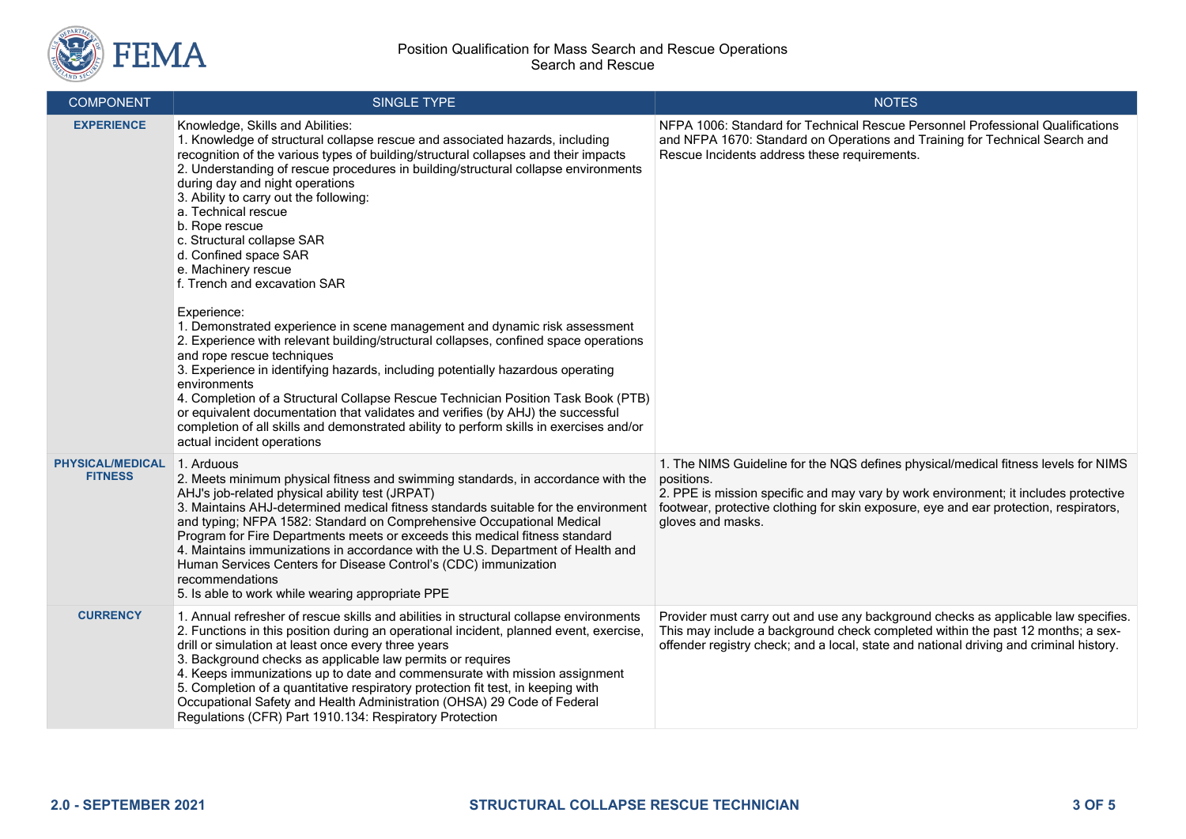| COMPONENT | SINGLE TYPE | NOTES |
|---|---|---|
| **EXPERIENCE** | Knowledge, Skills and Abilities:<br>1. Knowledge of structural collapse rescue and associated hazards, including recognition of the various types of building/structural collapses and their impacts<br>2. Understanding of rescue procedures in building/structural collapse environments during day and night operations<br>3. Ability to carry out the following:<br>a. Technical rescue<br>b. Rope rescue<br>c. Structural collapse SAR<br>d. Confined space SAR<br>e. Machinery rescue<br>f. Trench and excavation SAR<br><br>Experience:<br>1. Demonstrated experience in scene management and dynamic risk assessment<br>2. Experience with relevant building/structural collapses, confined space operations and rope rescue techniques<br>3. Experience in identifying hazards, including potentially hazardous operating environments<br>4. Completion of a Structural Collapse Rescue Technician Position Task Book (PTB) or equivalent documentation that validates and verifies (by AHJ) the successful completion of all skills and demonstrated ability to perform skills in exercises and/or actual incident operations | NFPA 1006: Standard for Technical Rescue Personnel Professional Qualifications and NFPA 1670: Standard on Operations and Training for Technical Search and Rescue Incidents address these requirements. |
| **PHYSICAL/MEDICAL FITNESS** | 1. Arduous<br>2. Meets minimum physical fitness and swimming standards, in accordance with the AHJ's job-related physical ability test (JRPAT)<br>3. Maintains AHJ-determined medical fitness standards suitable for the environment and typing; NFPA 1582: Standard on Comprehensive Occupational Medical Program for Fire Departments meets or exceeds this medical fitness standard<br>4. Maintains immunizations in accordance with the U.S. Department of Health and Human Services Centers for Disease Control's (CDC) immunization recommendations<br>5. Is able to work while wearing appropriate PPE | 1. The NIMS Guideline for the NQS defines physical/medical fitness levels for NIMS positions.<br>2. PPE is mission specific and may vary by work environment; it includes protective footwear, protective clothing for skin exposure, eye and ear protection, respirators, gloves and masks. |
| **CURRENCY** | 1. Annual refresher of rescue skills and abilities in structural collapse environments<br>2. Functions in this position during an operational incident, planned event, exercise, drill or simulation at least once every three years<br>3. Background checks as applicable law permits or requires<br>4. Keeps immunizations up to date and commensurate with mission assignment<br>5. Completion of a quantitative respiratory protection fit test, in keeping with Occupational Safety and Health Administration (OHSA) 29 Code of Federal Regulations (CFR) Part 1910.134: Respiratory Protection | Provider must carry out and use any background checks as applicable law specifies. This may include a background check completed within the past 12 months; a sex-offender registry check; and a local, state and national driving and criminal history. |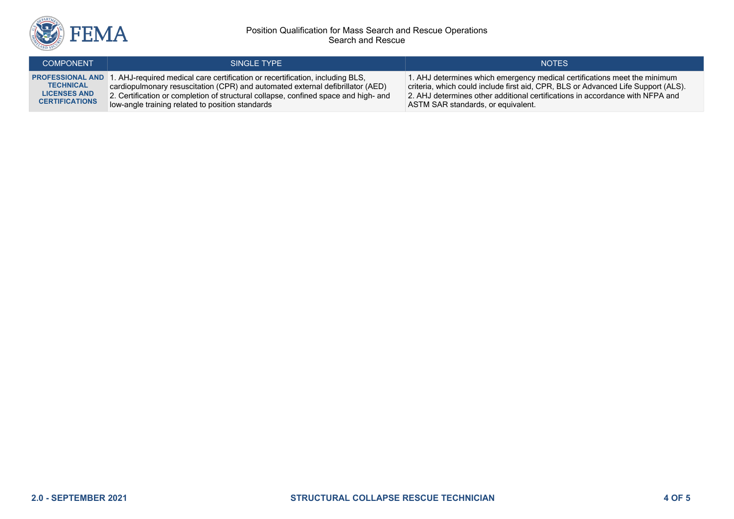| COMPONENT | SINGLE TYPE | NOTES |
|---|---|---|
| **PROFESSIONAL AND TECHNICAL LICENSES AND CERTIFICATIONS** | 1. AHJ-required medical care certification or recertification, including BLS, cardiopulmonary resuscitation (CPR) and automated external defibrillator (AED)<br>2. Certification or completion of structural collapse, confined space and high- and low-angle training related to position standards | 1. AHJ determines which emergency medical certifications meet the minimum criteria, which could include first aid, CPR, BLS or Advanced Life Support (ALS).<br>2. AHJ determines other additional certifications in accordance with NFPA and ASTM SAR standards, or equivalent. |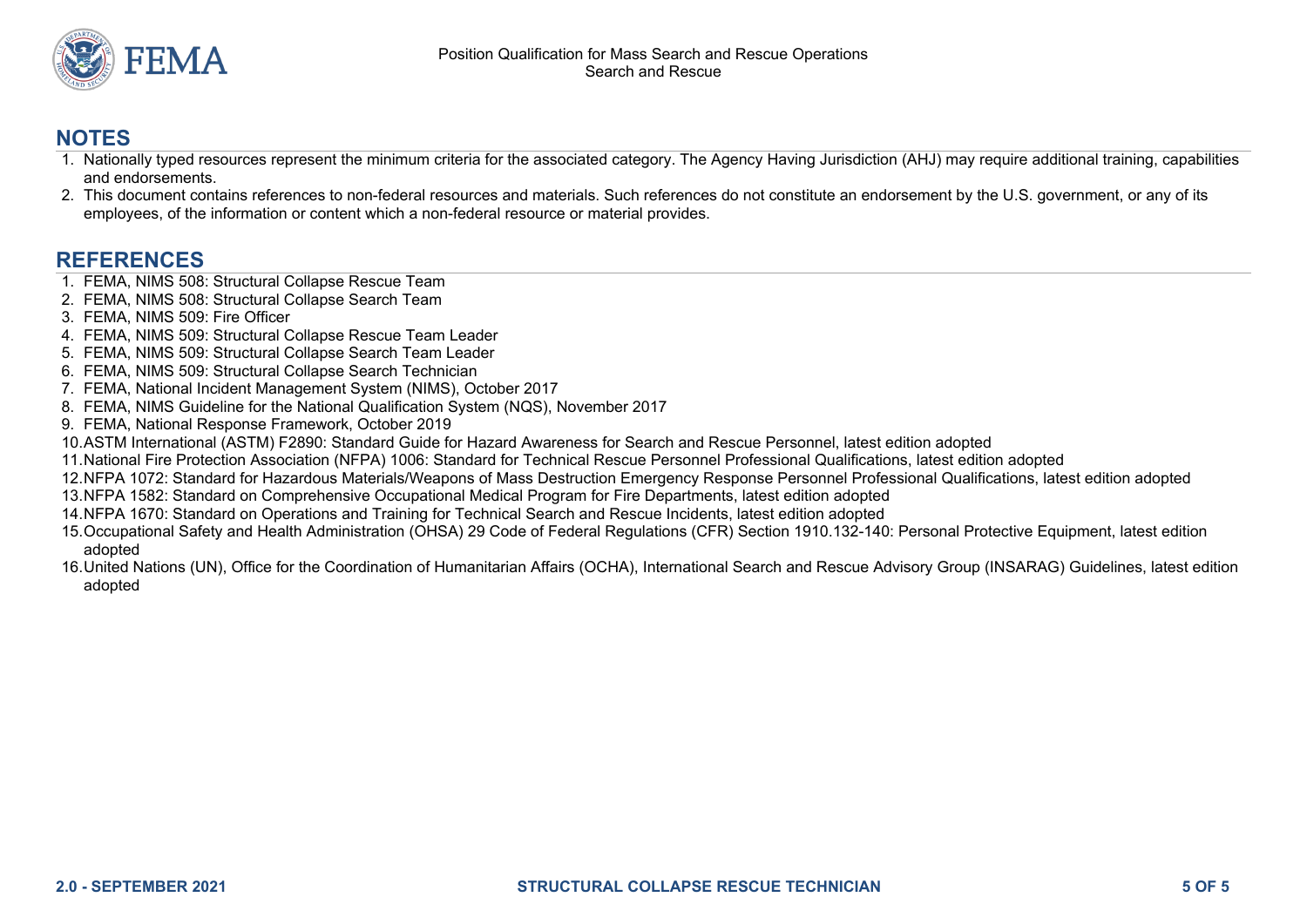## NOTES

1. Nationally typed resources represent the minimum criteria for the associated category. The Agency Having Jurisdiction (AHJ) may require additional training, capabilities and endorsements.
2. This document contains references to non-federal resources and materials. Such references do not constitute an endorsement by the U.S. government, or any of its employees, of the information or content which a non-federal resource or material provides.

## REFERENCES

1. FEMA, NIMS 508: Structural Collapse Rescue Team
2. FEMA, NIMS 508: Structural Collapse Search Team
3. FEMA, NIMS 509: Fire Officer
4. FEMA, NIMS 509: Structural Collapse Rescue Team Leader
5. FEMA, NIMS 509: Structural Collapse Search Team Leader
6. FEMA, NIMS 509: Structural Collapse Search Technician
7. FEMA, National Incident Management System (NIMS), October 2017
8. FEMA, NIMS Guideline for the National Qualification System (NQS), November 2017
9. FEMA, National Response Framework, October 2019
10. ASTM International (ASTM) F2890: Standard Guide for Hazard Awareness for Search and Rescue Personnel, latest edition adopted
11. National Fire Protection Association (NFPA) 1006: Standard for Technical Rescue Personnel Professional Qualifications, latest edition adopted
12. NFPA 1072: Standard for Hazardous Materials/Weapons of Mass Destruction Emergency Response Personnel Professional Qualifications, latest edition adopted
13. NFPA 1582: Standard on Comprehensive Occupational Medical Program for Fire Departments, latest edition adopted
14. NFPA 1670: Standard on Operations and Training for Technical Search and Rescue Incidents, latest edition adopted
15. Occupational Safety and Health Administration (OHSA) 29 Code of Federal Regulations (CFR) Section 1910.132-140: Personal Protective Equipment, latest edition adopted
16. United Nations (UN), Office for the Coordination of Humanitarian Affairs (OCHA), International Search and Rescue Advisory Group (INSARAG) Guidelines, latest edition adopted